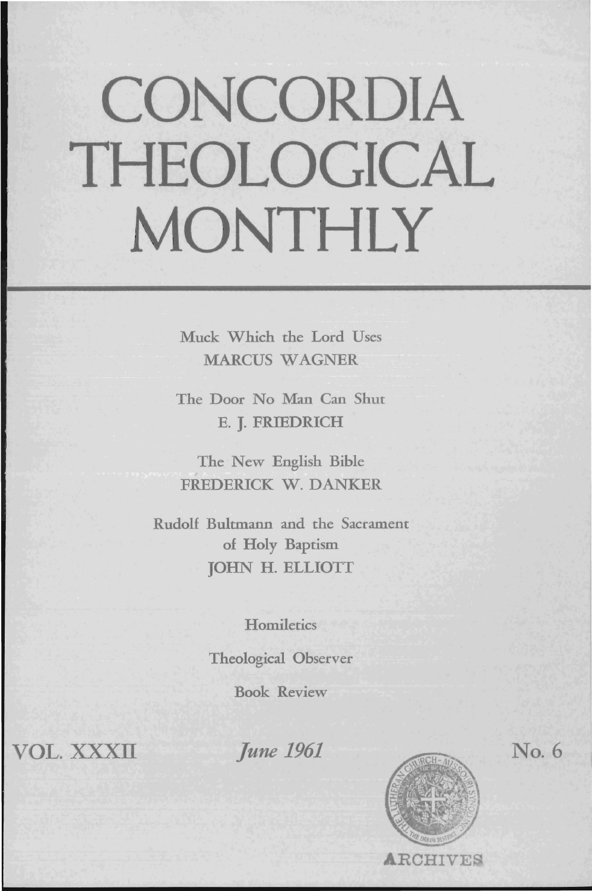# CONCORDIA THEOLOGICAL MONTHLY

Muck Which the Lord Uses
MARCUS WAGNER

The Door No Man Can Shut
E. J. FRIEDRICH

The New English Bible
FREDERICK W. DANKER

Rudolf Bultmann and the Sacrament of Holy Baptism
JOHN H. ELLIOTT

Homiletics

Theological Observer

Book Review

VOL. XXXII *June 1961* No. 6

ARCHIVES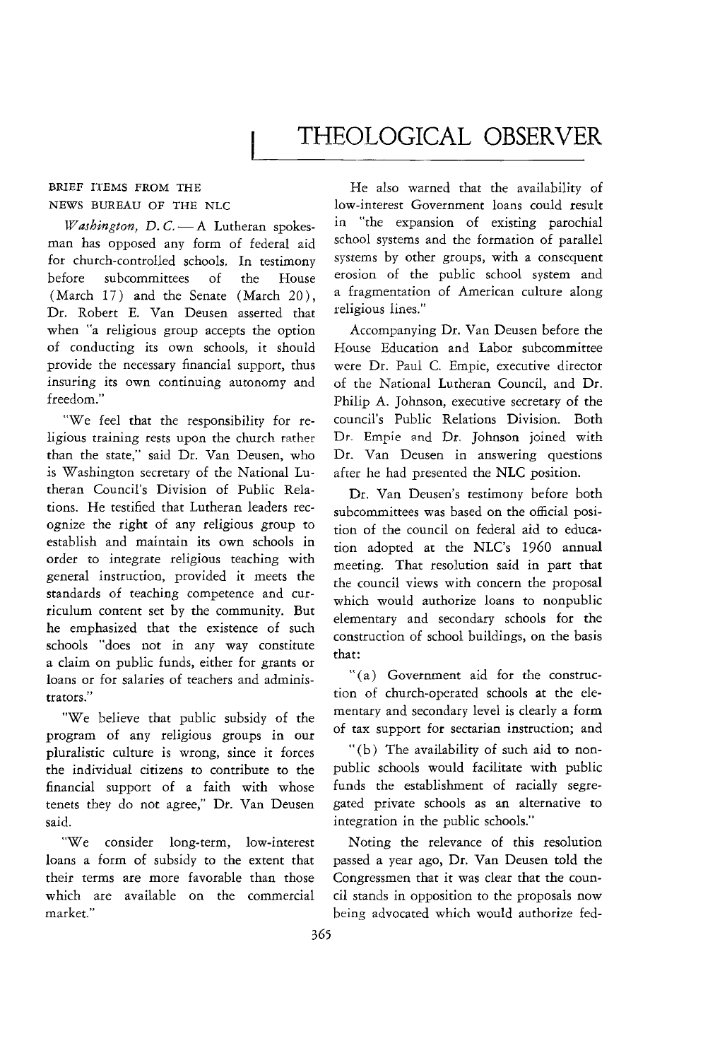# THEOLOGICAL OBSERVER

BRIEF ITEMS FROM THE NEWS BUREAU OF THE NLC

*Washington, D. C.* — A Lutheran spokesman has opposed any form of federal aid for church-controlled schools. In testimony before subcommittees of the House (March 17) and the Senate (March 20), Dr. Robert E. Van Deusen asserted that when "a religious group accepts the option of conducting its own schools, it should provide the necessary financial support, thus insuring its own continuing autonomy and freedom."

"We feel that the responsibility for religious training rests upon the church rather than the state," said Dr. Van Deusen, who is Washington secretary of the National Lutheran Council's Division of Public Relations. He testified that Lutheran leaders recognize the right of any religious group to establish and maintain its own schools in order to integrate religious teaching with general instruction, provided it meets the standards of teaching competence and curriculum content set by the community. But he emphasized that the existence of such schools "does not in any way constitute a claim on public funds, either for grants or loans or for salaries of teachers and administrators."

"We believe that public subsidy of the program of any religious groups in our pluralistic culture is wrong, since it forces the individual citizens to contribute to the financial support of a faith with whose tenets they do not agree," Dr. Van Deusen said.

"We consider long-term, low-interest loans a form of subsidy to the extent that their terms are more favorable than those which are available on the commercial market."

He also warned that the availability of low-interest Government loans could result in "the expansion of existing parochial school systems and the formation of parallel systems by other groups, with a consequent erosion of the public school system and a fragmentation of American culture along religious lines."

Accompanying Dr. Van Deusen before the House Education and Labor subcommittee were Dr. Paul C. Empie, executive director of the National Lutheran Council, and Dr. Philip A. Johnson, executive secretary of the council's Public Relations Division. Both Dr. Empie and Dr. Johnson joined with Dr. Van Deusen in answering questions after he had presented the NLC position.

Dr. Van Deusen's testimony before both subcommittees was based on the official position of the council on federal aid to education adopted at the NLC's 1960 annual meeting. That resolution said in part that the council views with concern the proposal which would authorize loans to nonpublic elementary and secondary schools for the construction of school buildings, on the basis that:

"(a) Government aid for the construction of church-operated schools at the elementary and secondary level is clearly a form of tax support for sectarian instruction; and

"(b) The availability of such aid to nonpublic schools would facilitate with public funds the establishment of racially segregated private schools as an alternative to integration in the public schools."

Noting the relevance of this resolution passed a year ago, Dr. Van Deusen told the Congressmen that it was clear that the council stands in opposition to the proposals now being advocated which would authorize fed-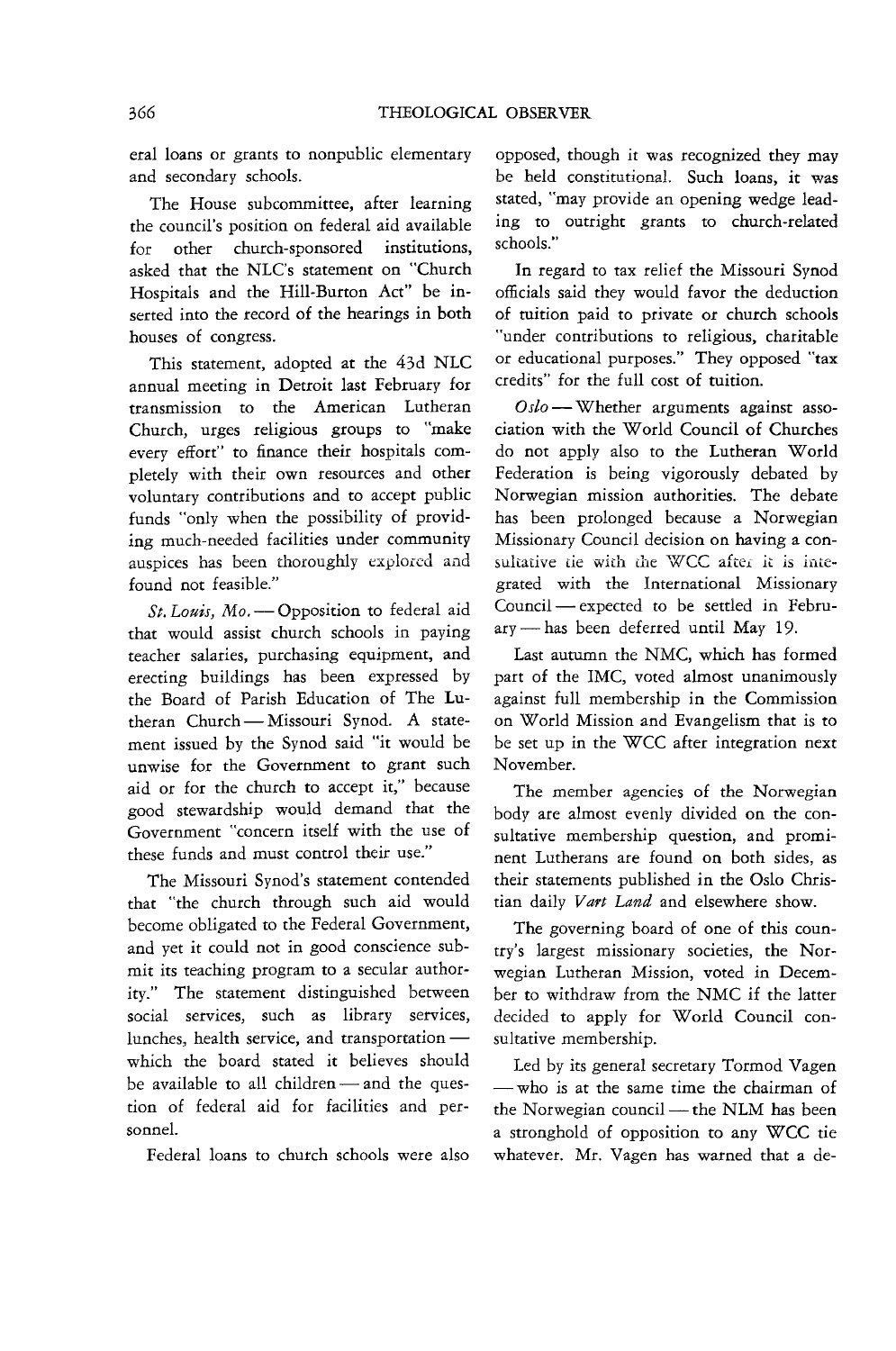eral loans or grants to nonpublic elementary and secondary schools.

The House subcommittee, after learning the council's position on federal aid available for other church-sponsored institutions, asked that the NLC's statement on "Church Hospitals and the Hill-Burton Act" be inserted into the record of the hearings in both houses of congress.

This statement, adopted at the 43d NLC annual meeting in Detroit last February for transmission to the American Lutheran Church, urges religious groups to "make every effort" to finance their hospitals completely with their own resources and other voluntary contributions and to accept public funds "only when the possibility of providing much-needed facilities under community auspices has been thoroughly explored and found not feasible."

*St. Louis, Mo.* — Opposition to federal aid that would assist church schools in paying teacher salaries, purchasing equipment, and erecting buildings has been expressed by the Board of Parish Education of The Lutheran Church — Missouri Synod. A statement issued by the Synod said "it would be unwise for the Government to grant such aid or for the church to accept it," because good stewardship would demand that the Government "concern itself with the use of these funds and must control their use."

The Missouri Synod's statement contended that "the church through such aid would become obligated to the Federal Government, and yet it could not in good conscience submit its teaching program to a secular authority." The statement distinguished between social services, such as library services, lunches, health service, and transportation — which the board stated it believes should be available to all children — and the question of federal aid for facilities and personnel.

Federal loans to church schools were also opposed, though it was recognized they may be held constitutional. Such loans, it was stated, "may provide an opening wedge leading to outright grants to church-related schools."

In regard to tax relief the Missouri Synod officials said they would favor the deduction of tuition paid to private or church schools "under contributions to religious, charitable or educational purposes." They opposed "tax credits" for the full cost of tuition.

*Oslo* — Whether arguments against association with the World Council of Churches do not apply also to the Lutheran World Federation is being vigorously debated by Norwegian mission authorities. The debate has been prolonged because a Norwegian Missionary Council decision on having a consultative tie with the WCC after it is integrated with the International Missionary Council — expected to be settled in February — has been deferred until May 19.

Last autumn the NMC, which has formed part of the IMC, voted almost unanimously against full membership in the Commission on World Mission and Evangelism that is to be set up in the WCC after integration next November.

The member agencies of the Norwegian body are almost evenly divided on the consultative membership question, and prominent Lutherans are found on both sides, as their statements published in the Oslo Christian daily *Vart Land* and elsewhere show.

The governing board of one of this country's largest missionary societies, the Norwegian Lutheran Mission, voted in December to withdraw from the NMC if the latter decided to apply for World Council consultative membership.

Led by its general secretary Tormod Vagen — who is at the same time the chairman of the Norwegian council — the NLM has been a stronghold of opposition to any WCC tie whatever. Mr. Vagen has warned that a de-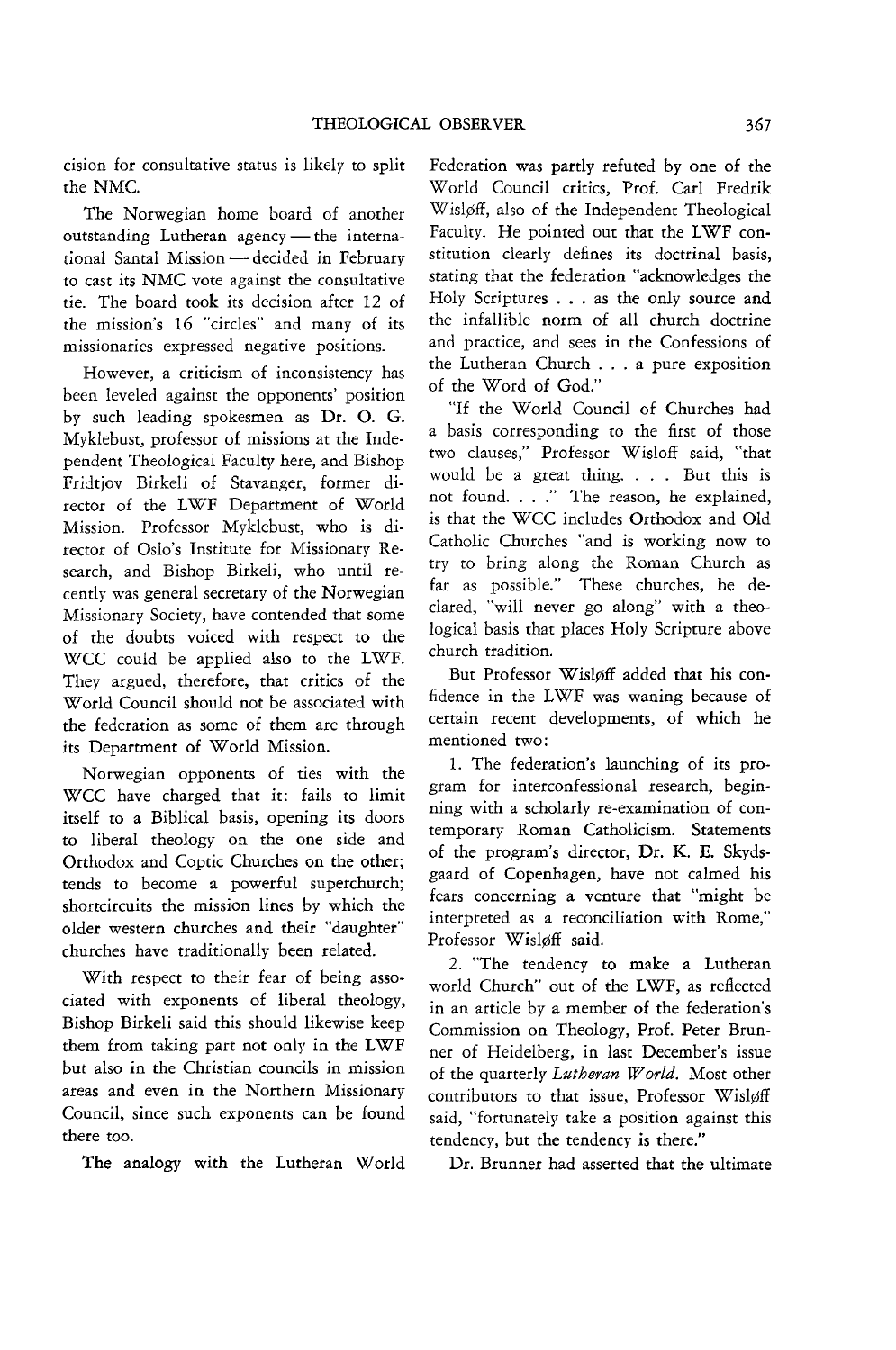cision for consultative status is likely to split the NMC.

The Norwegian home board of another outstanding Lutheran agency — the international Santal Mission — decided in February to cast its NMC vote against the consultative tie. The board took its decision after 12 of the mission's 16 "circles" and many of its missionaries expressed negative positions.

However, a criticism of inconsistency has been leveled against the opponents' position by such leading spokesmen as Dr. O. G. Myklebust, professor of missions at the Independent Theological Faculty here, and Bishop Fridtjov Birkeli of Stavanger, former director of the LWF Department of World Mission. Professor Myklebust, who is director of Oslo's Institute for Missionary Research, and Bishop Birkeli, who until recently was general secretary of the Norwegian Missionary Society, have contended that some of the doubts voiced with respect to the WCC could be applied also to the LWF. They argued, therefore, that critics of the World Council should not be associated with the federation as some of them are through its Department of World Mission.

Norwegian opponents of ties with the WCC have charged that it: fails to limit itself to a Biblical basis, opening its doors to liberal theology on the one side and Orthodox and Coptic Churches on the other; tends to become a powerful superchurch; shortcircuits the mission lines by which the older western churches and their "daughter" churches have traditionally been related.

With respect to their fear of being associated with exponents of liberal theology, Bishop Birkeli said this should likewise keep them from taking part not only in the LWF but also in the Christian councils in mission areas and even in the Northern Missionary Council, since such exponents can be found there too.

The analogy with the Lutheran World Federation was partly refuted by one of the World Council critics, Prof. Carl Fredrik Wisløff, also of the Independent Theological Faculty. He pointed out that the LWF constitution clearly defines its doctrinal basis, stating that the federation "acknowledges the Holy Scriptures . . . as the only source and the infallible norm of all church doctrine and practice, and sees in the Confessions of the Lutheran Church . . . a pure exposition of the Word of God."

"If the World Council of Churches had a basis corresponding to the first of those two clauses," Professor Wisloff said, "that would be a great thing. . . . But this is not found. . . ." The reason, he explained, is that the WCC includes Orthodox and Old Catholic Churches "and is working now to try to bring along the Roman Church as far as possible." These churches, he declared, "will never go along" with a theological basis that places Holy Scripture above church tradition.

But Professor Wisløff added that his confidence in the LWF was waning because of certain recent developments, of which he mentioned two:

1. The federation's launching of its program for interconfessional research, beginning with a scholarly re-examination of contemporary Roman Catholicism. Statements of the program's director, Dr. K. E. Skydsgaard of Copenhagen, have not calmed his fears concerning a venture that "might be interpreted as a reconciliation with Rome," Professor Wisløff said.

2. "The tendency to make a Lutheran world Church" out of the LWF, as reflected in an article by a member of the federation's Commission on Theology, Prof. Peter Brunner of Heidelberg, in last December's issue of the quarterly *Lutheran World*. Most other contributors to that issue, Professor Wisløff said, "fortunately take a position against this tendency, but the tendency is there."

Dr. Brunner had asserted that the ultimate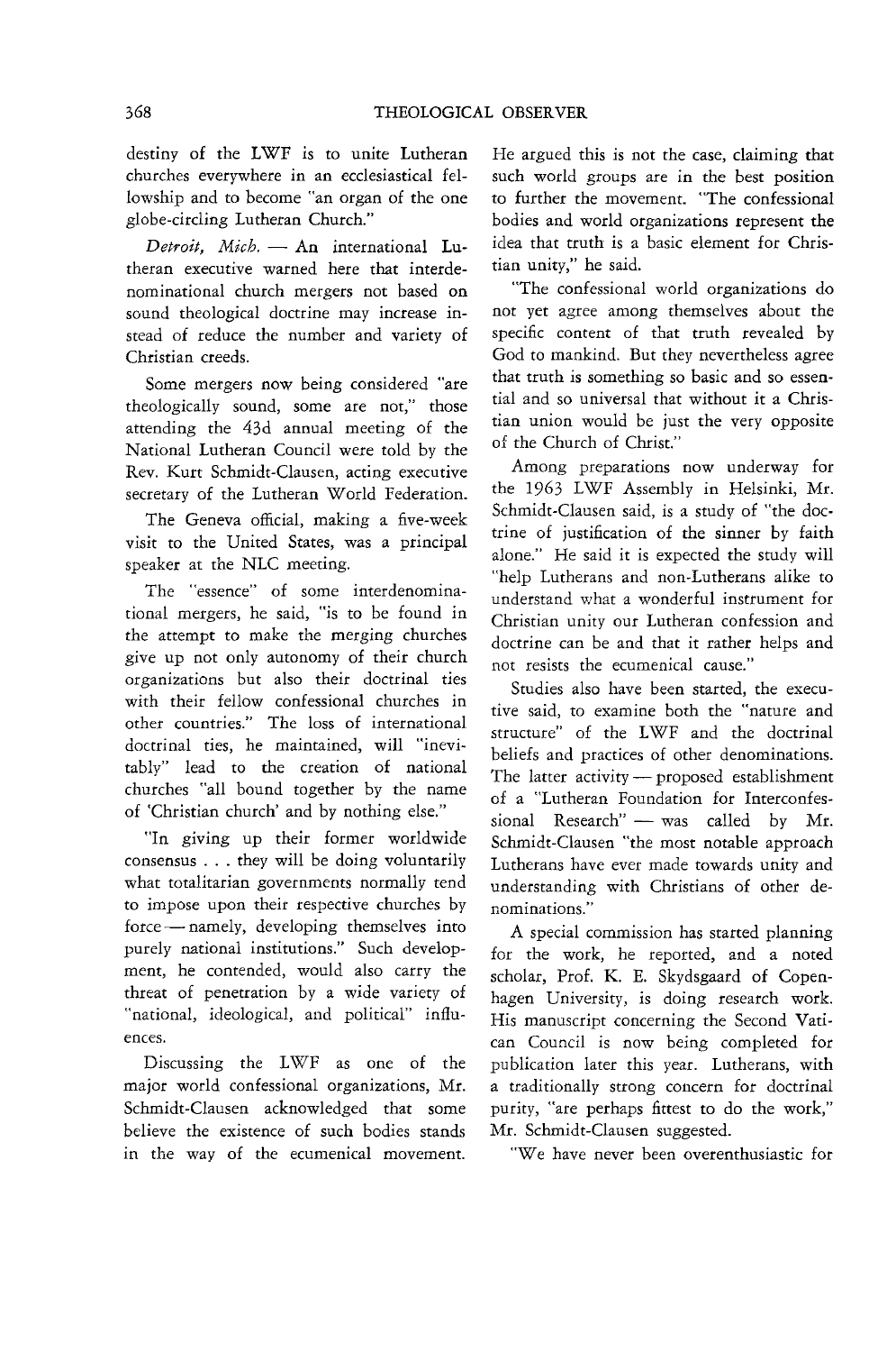destiny of the LWF is to unite Lutheran churches everywhere in an ecclesiastical fellowship and to become "an organ of the one globe-circling Lutheran Church."

*Detroit, Mich.* — An international Lutheran executive warned here that interdenominational church mergers not based on sound theological doctrine may increase instead of reduce the number and variety of Christian creeds.

Some mergers now being considered "are theologically sound, some are not," those attending the 43d annual meeting of the National Lutheran Council were told by the Rev. Kurt Schmidt-Clausen, acting executive secretary of the Lutheran World Federation.

The Geneva official, making a five-week visit to the United States, was a principal speaker at the NLC meeting.

The "essence" of some interdenominational mergers, he said, "is to be found in the attempt to make the merging churches give up not only autonomy of their church organizations but also their doctrinal ties with their fellow confessional churches in other countries." The loss of international doctrinal ties, he maintained, will "inevitably" lead to the creation of national churches "all bound together by the name of 'Christian church' and by nothing else."

"In giving up their former worldwide consensus . . . they will be doing voluntarily what totalitarian governments normally tend to impose upon their respective churches by force — namely, developing themselves into purely national institutions." Such development, he contended, would also carry the threat of penetration by a wide variety of "national, ideological, and political" influences.

Discussing the LWF as one of the major world confessional organizations, Mr. Schmidt-Clausen acknowledged that some believe the existence of such bodies stands in the way of the ecumenical movement. He argued this is not the case, claiming that such world groups are in the best position to further the movement. "The confessional bodies and world organizations represent the idea that truth is a basic element for Christian unity," he said.

"The confessional world organizations do not yet agree among themselves about the specific content of that truth revealed by God to mankind. But they nevertheless agree that truth is something so basic and so essential and so universal that without it a Christian union would be just the very opposite of the Church of Christ."

Among preparations now underway for the 1963 LWF Assembly in Helsinki, Mr. Schmidt-Clausen said, is a study of "the doctrine of justification of the sinner by faith alone." He said it is expected the study will "help Lutherans and non-Lutherans alike to understand what a wonderful instrument for Christian unity our Lutheran confession and doctrine can be and that it rather helps and not resists the ecumenical cause."

Studies also have been started, the executive said, to examine both the "nature and structure" of the LWF and the doctrinal beliefs and practices of other denominations. The latter activity — proposed establishment of a "Lutheran Foundation for Interconfessional Research" — was called by Mr. Schmidt-Clausen "the most notable approach Lutherans have ever made towards unity and understanding with Christians of other denominations."

A special commission has started planning for the work, he reported, and a noted scholar, Prof. K. E. Skydsgaard of Copenhagen University, is doing research work. His manuscript concerning the Second Vatican Council is now being completed for publication later this year. Lutherans, with a traditionally strong concern for doctrinal purity, "are perhaps fittest to do the work," Mr. Schmidt-Clausen suggested.

"We have never been overenthusiastic for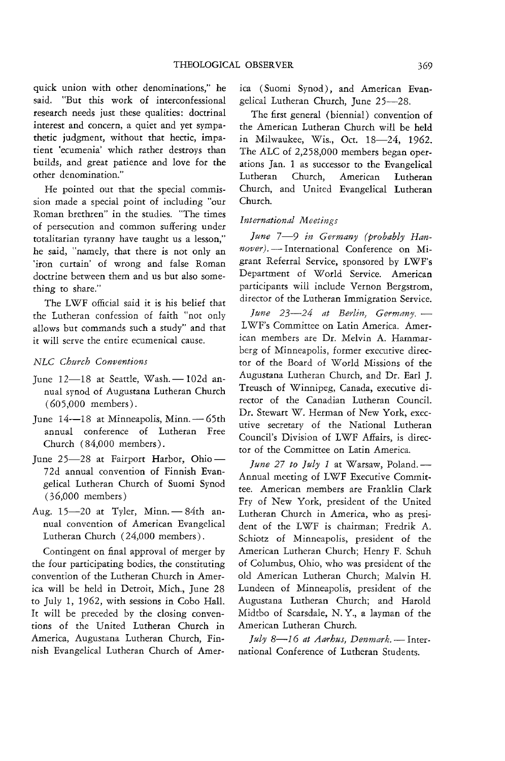quick union with other denominations," he said. "But this work of interconfessional research needs just these qualities: doctrinal interest and concern, a quiet and yet sympathetic judgment, without that hectic, impatient 'ecumenia' which rather destroys than builds, and great patience and love for the other denomination."

He pointed out that the special commission made a special point of including "our Roman brethren" in the studies. "The times of persecution and common suffering under totalitarian tyranny have taught us a lesson," he said, "namely, that there is not only an 'iron curtain' of wrong and false Roman doctrine between them and us but also something to share."

The LWF official said it is his belief that the Lutheran confession of faith "not only allows but commands such a study" and that it will serve the entire ecumenical cause.

*NLC Church Conventions*

- June 12—18 at Seattle, Wash. — 102d annual synod of Augustana Lutheran Church (605,000 members).
- June 14—18 at Minneapolis, Minn. — 65th annual conference of Lutheran Free Church (84,000 members).
- June 25—28 at Fairport Harbor, Ohio — 72d annual convention of Finnish Evangelical Lutheran Church of Suomi Synod (36,000 members)
- Aug. 15—20 at Tyler, Minn. — 84th annual convention of American Evangelical Lutheran Church (24,000 members).

Contingent on final approval of merger by the four participating bodies, the constituting convention of the Lutheran Church in America will be held in Detroit, Mich., June 28 to July 1, 1962, with sessions in Cobo Hall. It will be preceded by the closing conventions of the United Lutheran Church in America, Augustana Lutheran Church, Finnish Evangelical Lutheran Church of America (Suomi Synod), and American Evangelical Lutheran Church, June 25—28.

The first general (biennial) convention of the American Lutheran Church will be held in Milwaukee, Wis., Oct. 18—24, 1962. The ALC of 2,258,000 members began operations Jan. 1 as successor to the Evangelical Lutheran Church, American Lutheran Church, and United Evangelical Lutheran Church.

*International Meetings*

*June 7—9 in Germany (probably Hannover).* — International Conference on Migrant Referral Service, sponsored by LWF's Department of World Service. American participants will include Vernon Bergstrom, director of the Lutheran Immigration Service.

*June 23—24 at Berlin, Germany.* — LWF's Committee on Latin America. American members are Dr. Melvin A. Hammarberg of Minneapolis, former executive director of the Board of World Missions of the Augustana Lutheran Church, and Dr. Earl J. Treusch of Winnipeg, Canada, executive director of the Canadian Lutheran Council. Dr. Stewart W. Herman of New York, executive secretary of the National Lutheran Council's Division of LWF Affairs, is director of the Committee on Latin America.

*June 27 to July 1* at Warsaw, Poland. — Annual meeting of LWF Executive Committee. American members are Franklin Clark Fry of New York, president of the United Lutheran Church in America, who as president of the LWF is chairman; Fredrik A. Schiotz of Minneapolis, president of the American Lutheran Church; Henry F. Schuh of Columbus, Ohio, who was president of the old American Lutheran Church; Malvin H. Lundeen of Minneapolis, president of the Augustana Lutheran Church; and Harold Midtbo of Scarsdale, N. Y., a layman of the American Lutheran Church.

*July 8—16 at Aarhus, Denmark.* — International Conference of Lutheran Students.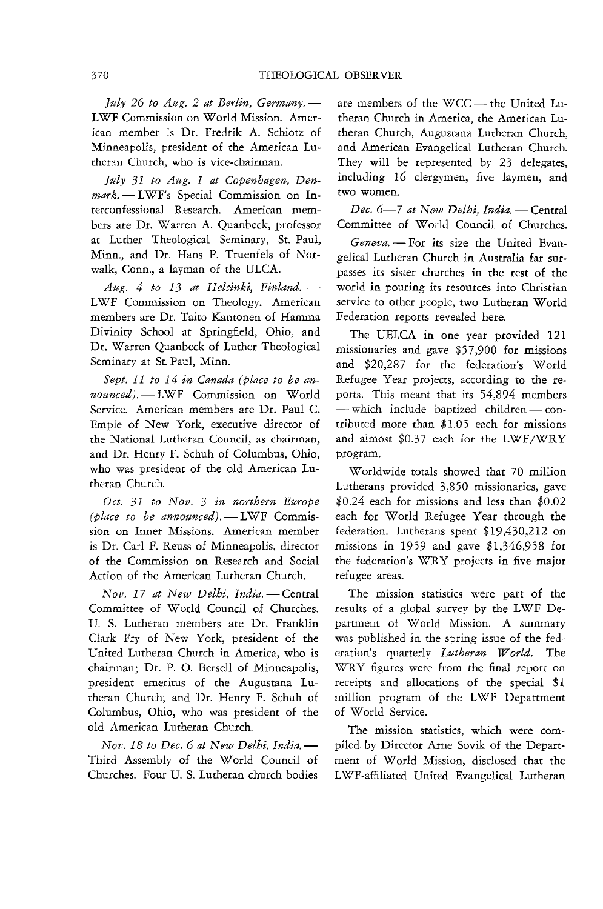*July 26 to Aug. 2 at Berlin, Germany.* — LWF Commission on World Mission. American member is Dr. Fredrik A. Schiotz of Minneapolis, president of the American Lutheran Church, who is vice-chairman.

*July 31 to Aug. 1 at Copenhagen, Denmark.* — LWF's Special Commission on Interconfessional Research. American members are Dr. Warren A. Quanbeck, professor at Luther Theological Seminary, St. Paul, Minn., and Dr. Hans P. Truenfels of Norwalk, Conn., a layman of the ULCA.

*Aug. 4 to 13 at Helsinki, Finland.* — LWF Commission on Theology. American members are Dr. Taito Kantonen of Hamma Divinity School at Springfield, Ohio, and Dr. Warren Quanbeck of Luther Theological Seminary at St. Paul, Minn.

*Sept. 11 to 14 in Canada (place to be announced).* — LWF Commission on World Service. American members are Dr. Paul C. Empie of New York, executive director of the National Lutheran Council, as chairman, and Dr. Henry F. Schuh of Columbus, Ohio, who was president of the old American Lutheran Church.

*Oct. 31 to Nov. 3 in northern Europe (place to be announced).* — LWF Commission on Inner Missions. American member is Dr. Carl F. Reuss of Minneapolis, director of the Commission on Research and Social Action of the American Lutheran Church.

*Nov. 17 at New Delhi, India.* — Central Committee of World Council of Churches. U. S. Lutheran members are Dr. Franklin Clark Fry of New York, president of the United Lutheran Church in America, who is chairman; Dr. P. O. Bersell of Minneapolis, president emeritus of the Augustana Lutheran Church; and Dr. Henry F. Schuh of Columbus, Ohio, who was president of the old American Lutheran Church.

*Nov. 18 to Dec. 6 at New Delhi, India.* — Third Assembly of the World Council of Churches. Four U. S. Lutheran church bodies are members of the WCC — the United Lutheran Church in America, the American Lutheran Church, Augustana Lutheran Church, and American Evangelical Lutheran Church. They will be represented by 23 delegates, including 16 clergymen, five laymen, and two women.

*Dec. 6—7 at New Delhi, India.* — Central Committee of World Council of Churches.

*Geneva.* — For its size the United Evangelical Lutheran Church in Australia far surpasses its sister churches in the rest of the world in pouring its resources into Christian service to other people, two Lutheran World Federation reports revealed here.

The UELCA in one year provided 121 missionaries and gave $57,900 for missions and $20,287 for the federation's World Refugee Year projects, according to the reports. This meant that its 54,894 members — which include baptized children — contributed more than $1.05 each for missions and almost $0.37 each for the LWF/WRY program.

Worldwide totals showed that 70 million Lutherans provided 3,850 missionaries, gave $0.24 each for missions and less than $0.02 each for World Refugee Year through the federation. Lutherans spent $19,430,212 on missions in 1959 and gave $1,346,958 for the federation's WRY projects in five major refugee areas.

The mission statistics were part of the results of a global survey by the LWF Department of World Mission. A summary was published in the spring issue of the federation's quarterly *Lutheran World.* The WRY figures were from the final report on receipts and allocations of the special $1 million program of the LWF Department of World Service.

The mission statistics, which were compiled by Director Arne Sovik of the Department of World Mission, disclosed that the LWF-affiliated United Evangelical Lutheran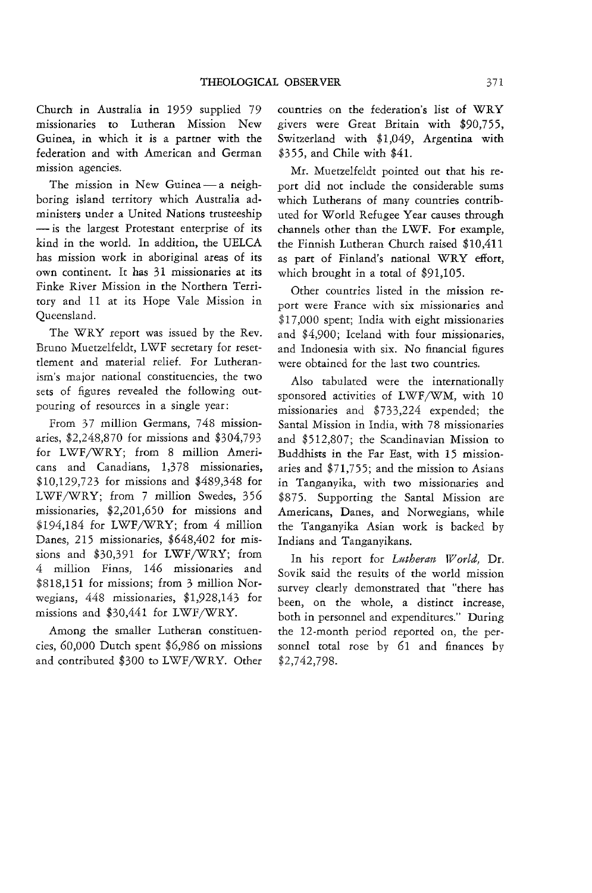Church in Australia in 1959 supplied 79 missionaries to Lutheran Mission New Guinea, in which it is a partner with the federation and with American and German mission agencies.

The mission in New Guinea — a neighboring island territory which Australia administers under a United Nations trusteeship — is the largest Protestant enterprise of its kind in the world. In addition, the UELCA has mission work in aboriginal areas of its own continent. It has 31 missionaries at its Finke River Mission in the Northern Territory and 11 at its Hope Vale Mission in Queensland.

The WRY report was issued by the Rev. Bruno Muetzelfeldt, LWF secretary for resettlement and material relief. For Lutheranism's major national constituencies, the two sets of figures revealed the following outpouring of resources in a single year:

From 37 million Germans, 748 missionaries, $2,248,870 for missions and $304,793 for LWF/WRY; from 8 million Americans and Canadians, 1,378 missionaries, $10,129,723 for missions and $489,348 for LWF/WRY; from 7 million Swedes, 356 missionaries, $2,201,650 for missions and $194,184 for LWF/WRY; from 4 million Danes, 215 missionaries, $648,402 for missions and $30,391 for LWF/WRY; from 4 million Finns, 146 missionaries and $818,151 for missions; from 3 million Norwegians, 448 missionaries, $1,928,143 for missions and $30,441 for LWF/WRY.

Among the smaller Lutheran constituencies, 60,000 Dutch spent $6,986 on missions and contributed $300 to LWF/WRY. Other countries on the federation's list of WRY givers were Great Britain with $90,755, Switzerland with $1,049, Argentina with $355, and Chile with $41.

Mr. Muetzelfeldt pointed out that his report did not include the considerable sums which Lutherans of many countries contributed for World Refugee Year causes through channels other than the LWF. For example, the Finnish Lutheran Church raised $10,411 as part of Finland's national WRY effort, which brought in a total of $91,105.

Other countries listed in the mission report were France with six missionaries and $17,000 spent; India with eight missionaries and $4,900; Iceland with four missionaries, and Indonesia with six. No financial figures were obtained for the last two countries.

Also tabulated were the internationally sponsored activities of LWF/WM, with 10 missionaries and $733,224 expended; the Santal Mission in India, with 78 missionaries and $512,807; the Scandinavian Mission to Buddhists in the Far East, with 15 missionaries and $71,755; and the mission to Asians in Tanganyika, with two missionaries and $875. Supporting the Santal Mission are Americans, Danes, and Norwegians, while the Tanganyika Asian work is backed by Indians and Tanganyikans.

In his report for *Lutheran World*, Dr. Sovik said the results of the world mission survey clearly demonstrated that "there has been, on the whole, a distinct increase, both in personnel and expenditures." During the 12-month period reported on, the personnel total rose by 61 and finances by $2,742,798.